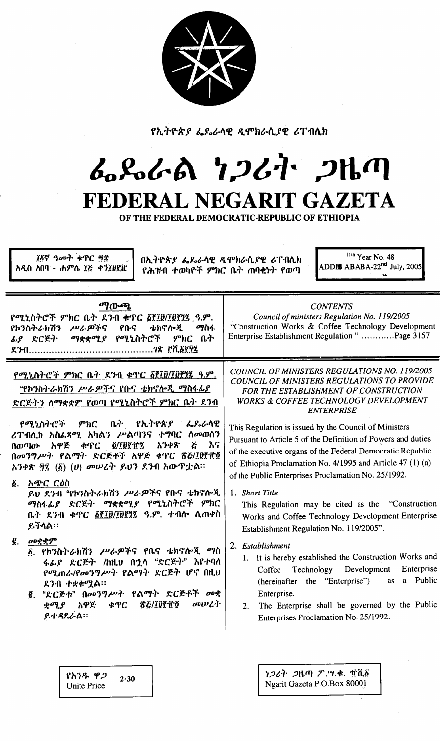የኢትዮጵያ ፌዴራላዊ ዲሞክራሲያዊ ሪፐብሊክ

# ፌዴራል ነጋሪት ጋዜጣ
# FEDERAL NEGARIT GAZETA
## OF THE FEDERAL DEMOCRATIC REPUBLIC OF ETHIOPIA

| ፲፩ኛ ዓመት ቁጥር ፵፰ አዲስ አበባ - ሐምሌ ፲፭ ቀን ፲፱፻፺፯ | በኢትዮጵያ ፌዴራላዊ ዲሞክራሲያዊ ሪፐብሊክ የሕዝብ ተወካዮች ምክር ቤት ጠባቂነት የወጣ | 11th Year No. 48 ADDIS ABABA-22nd July, 2005 |
|---|---|---|

**ማውጫ**

የሚኒስትሮች ምክር ቤት ደንብ ቁጥር ፩፻፲፱/፲፱፻፺፯ ዓ.ም. የኮንስትራክሽን ሥራዎችና የቡና ቴክኖሎጂ ማስፋፊያ ድርጅት ማቋቋሚያ የሚኒስትሮች ምክር ቤት ደንብ......................................ገጽ ፫ሺ፩፻፶፯

*CONTENTS*

*Council of ministers Regulation No. 119/2005*
"Construction Works & Coffee Technology Development Enterprise Establishment Regulation "............Page 3157

**የሚኒስትሮች ምክር ቤት ደንብ ቁጥር ፩፻፲፱/፲፱፻፺፯ ዓ.ም. "የኮንስትራክሽን ሥራዎችና የቡና ቴክኖሎጂ ማስፋፊያ ድርጅትን ለማቋቋም የወጣ የሚኒስትሮች ምክር ቤት ደንብ**

የሚኒስትሮች ምክር ቤት የኢትዮጵያ ፌዴራላዊ ሪፐብሊክ አስፈጻሚ አካላትን ሥልጣንና ተግባር ለመወሰን በወጣው አዋጅ ቁጥር ፬/፲፱፻፹፯ አንቀጽ ፭ እና በመንግሥት የልማት ድርጅቶች አዋጅ ቁጥር ፳፭/፲፱፻፹፬ አንቀጽ ፵፯ (፩) (ሀ) መሠረት ይህን ደንብ አውጥቷል።

፩. አጭር ርዕስ

ይህ ደንብ "የኮንስትራክሽን ሥራዎችና የቡና ቴክኖሎጂ ማስፋፊያ ድርጅት ማቋቋሚያ የሚኒስትሮች ምክር ቤት ደንብ ቁጥር ፩፻፲፱/፲፱፻፺፯ ዓ.ም. ተብሎ ሊጠቀስ ይችላል።

፪. መቋቋም

፩. የኮንስትራክሽን ሥራዎችና የቡና ቴክኖሎጂ ማስፋፊያ ድርጅት /ከዚህ በኋላ "ድርጅት" እየተባለ የሚጠራ/የመንግሥት የልማት ድርጅት ሆኖ በዚህ ደንብ ተቋቁሟል።

፪. "ድርጅቱ" በመንግሥት የልማት ድርጅቶች መቋቋሚያ አዋጅ ቁጥር ፳፭/፲፱፻፹፬ መሠረት ይተዳደራል።

*COUNCIL OF MINISTERS REGULATIONS NO. 119/2005*
*COUNCIL OF MINISTERS REGULATIONS TO PROVIDE FOR THE ESTABLISHMENT OF CONSTRUCTION WORKS & COFFEE TECHNOLOGY DEVELOPMENT ENTERPRISE*

This Regulation is issued by the Council of Ministers Pursuant to Article 5 of the Definition of Powers and duties of the executive organs of the Federal Democratic Republic of Ethiopia Proclamation No. 4/1995 and Article 47 (1) (a) of the Public Enterprises Proclamation No. 25/1992.

1. *Short Title*

   This Regulation may be cited as the "Construction Works and Coffee Technology Development Enterprise Establishment Regulation No. 119/2005".

2. *Establishment*
   1. It is hereby established the Construction Works and Coffee Technology Development Enterprise (hereinafter the "Enterprise") as a Public Enterprise.
   2. The Enterprise shall be governed by the Public Enterprises Proclamation No. 25/1992.

| የአንዱ ዋጋ Unite Price | 2·30 |
|---|---|

ነጋሪት ጋዜጣ ፖ.ሣ.ቁ. ፹ሺ፩
Ngarit Gazeta P.O.Box 80001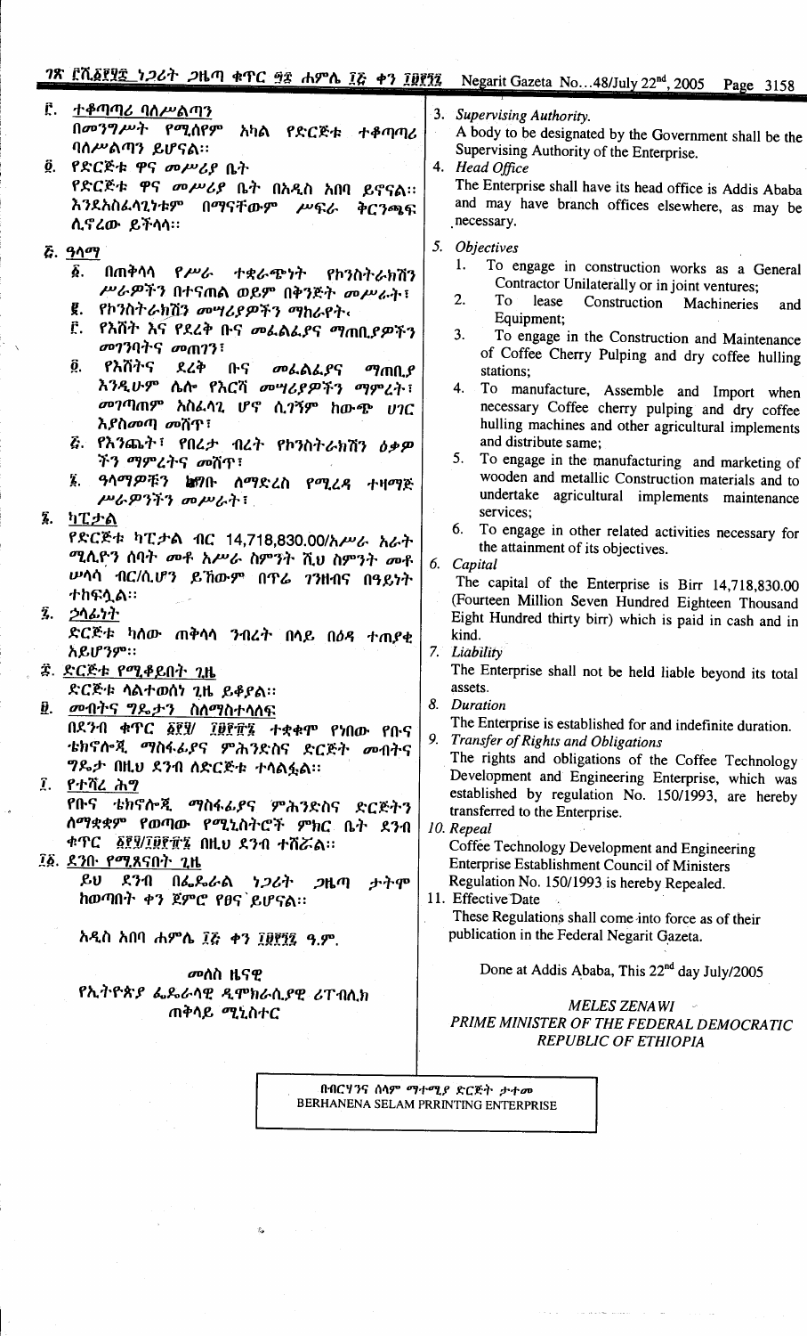፫. ተቆጣጣሪ ባለሥልጣን

በመንግሥት የሚሰየም አካል የድርጅቱ ተቆጣጣሪ ባለሥልጣን ይሆናል።

፬. የድርጅቱ ዋና መሥሪያ ቤት

የድርጅቱ ዋና መሥሪያ ቤት በአዲስ አበባ ይኖናል። እንደአስፈላጊነቱም በማናቸውም ሥፍራ ቅርንጫፍ ሊኖረው ይችላል።

፭. ዓላማ

፩. በጠቅላላ የሥራ ተቋራጭነት የኮንስትራክሽን ሥራዎችን በተናጠል ወይም በቅንጅት መሥራት፣

፪. የኮንስትራክሽን መሣሪያዎችን ማከራየት፣

፫. የእሸት እና የደረቅ ቡና መፈልፈያና ማጠቢያዎችን መገንባትና መጠገን፣

፬. የእሸትና ደረቅ ቡና መፈልፈያና ማጠቢያ እንዲሁም ሌሎ የእርሻ መሣሪያዎችን ማምረት፣ መገጣጠም አስፈላጊ ሆኖ ሲገኝም ከውጭ ሀገር እያስመጣ መሸጥ፣

፭. የእንጨት፣ የብረታ ብረት የኮንስትራክሽን ዕቃዎችን ማምረትና መሸጥ፣

፮. ዓላማዎቹን ለማድረስ የሚረዱ ተዛማጅ ሥራዎችን መሥራት፣

፮. ካፒታል

የድርጅቱ ካፒታል ብር 14,718,830.00/አሥራ አራት ሚሊዮን ሰባት መቶ አሥራ ስምንት ሺህ ስምንት መቶ ሠላሳ ብር/ሲሆን ይኸውም በጥሬ ገንዘብና በዓይነት ተከፍሏል።

፯. ኃላፊነት

ድርጅቱ ካለው ጠቅላላ ንብረት በላይ በዕዳ ተጠያቂ አይሆንም።

፰. ድርጅቱ የሚቆይበት ጊዜ

ድርጅቱ ላልተወሰነ ጊዜ ይቆያል።

፱. መብትና ግዴታን ስለማስተላለፍ

በደንብ ቁጥር ፩፻፶/ ፲፱፻፹፮ ተቋቁሞ የነበረው የቡና ቴክኖሎጂ ማስፋፊያና ምሕንድስና ድርጅት መብትና ግዴታ በዚህ ደንብ ለድርጅቱ ተላልፏል።

፲. የተሻረ ሕግ

የቡና ቴክኖሎጂ ማስፋፊያና ምሕንድስና ድርጅትን ለማቋቋም የወጣው የሚኒስትሮች ምክር ቤት ደንብ ቁጥር ፩፻፶/፲፱፻፹፮ በዚህ ደንብ ተሽሯል።

፲፩. ደንቡ የሚጸናበት ጊዜ

ይህ ደንብ በፌዴራል ነጋሪት ጋዜጣ ታትሞ ከወጣበት ቀን ጀምሮ የፀና ይሆናል።

አዲስ አበባ ሐምሌ ፲፭ ቀን ፲፱፻፺፯ ዓ.ም.

መለስ ዜናዊ

የኢትዮጵያ ፌዴራላዊ ዲሞክራሲያዊ ሪፐብሊክ ጠቅላይ ሚኒስትር

3. *Supervising Authority.*

A body to be designated by the Government shall be the Supervising Authority of the Enterprise.

4. *Head Office*

The Enterprise shall have its head office is Addis Ababa and may have branch offices elsewhere, as may be necessary.

5. *Objectives*

1. To engage in construction works as a General Contractor Unilaterally or in joint ventures;
2. To lease Construction Machineries and Equipment;
3. To engage in the Construction and Maintenance of Coffee Cherry Pulping and dry coffee hulling stations;
4. To manufacture, Assemble and Import when necessary Coffee cherry pulping and dry coffee hulling machines and other agricultural implements and distribute same;
5. To engage in the manufacturing and marketing of wooden and metallic Construction materials and to undertake agricultural implements maintenance services;
6. To engage in other related activities necessary for the attainment of its objectives.

6. *Capital*

The capital of the Enterprise is Birr 14,718,830.00 (Fourteen Million Seven Hundred Eighteen Thousand Eight Hundred thirty birr) which is paid in cash and in kind.

7. *Liability*

The Enterprise shall not be held liable beyond its total assets.

8. *Duration*

The Enterprise is established for and indefinite duration.

9. *Transfer of Rights and Obligations*

The rights and obligations of the Coffee Technology Development and Engineering Enterprise, which was established by regulation No. 150/1993, are hereby transferred to the Enterprise.

10. *Repeal*

Coffee Technology Development and Engineering Enterprise Establishment Council of Ministers Regulation No. 150/1993 is hereby Repealed.

11. Effective Date

These Regulations shall come into force as of their publication in the Federal Negarit Gazeta.

Done at Addis Ababa, This 22nd day July/2005

*MELES ZENAWI*

*PRIME MINISTER OF THE FEDERAL DEMOCRATIC REPUBLIC OF ETHIOPIA*

ብርሃንና ሰላም ማተሚያ ድርጅት ታተመ
BERHANENA SELAM PRRINTING ENTERPRISE